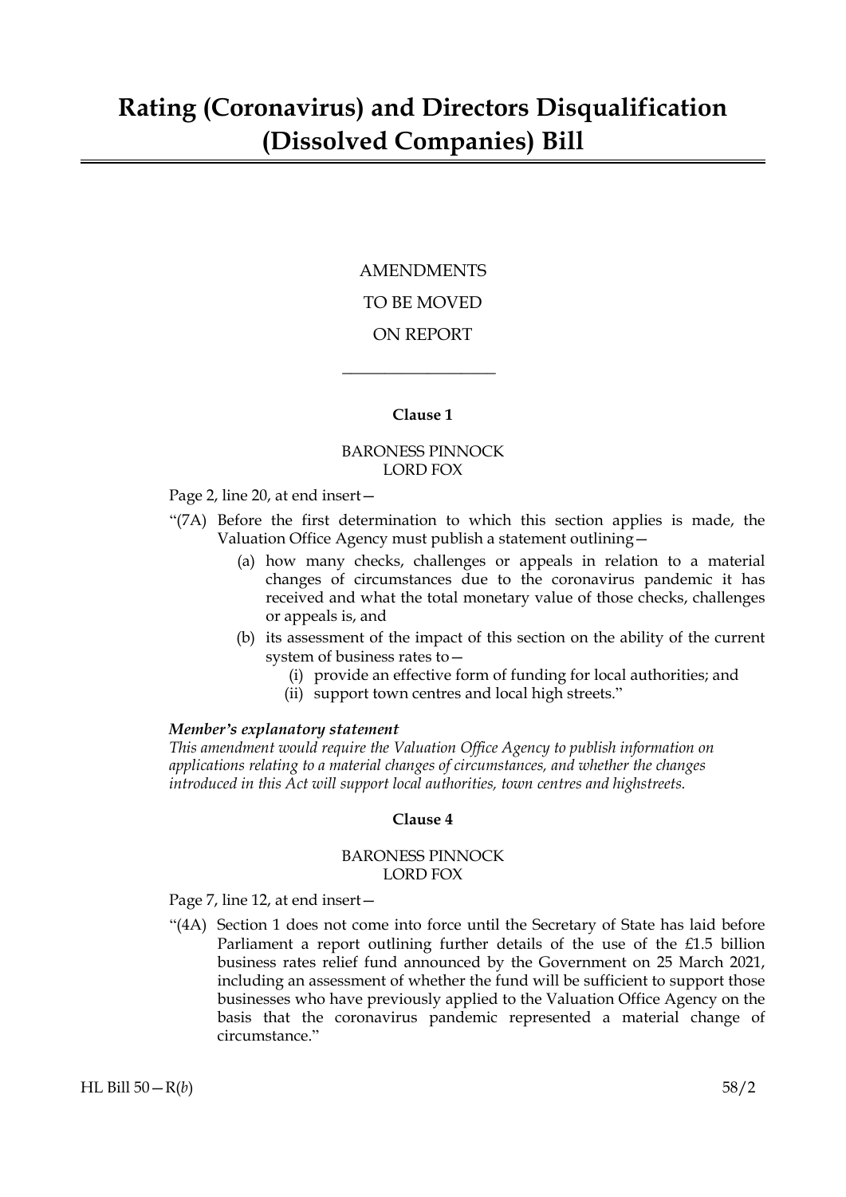# Rating (Coronavirus) and Directors Disqualification (Dissolved Companies) Bill

AMENDMENTS

TO BE MOVED

ON REPORT

---

### Clause 1

BARONESS PINNOCK
LORD FOX

Page 2, line 20, at end insert—

"(7A) Before the first determination to which this section applies is made, the Valuation Office Agency must publish a statement outlining—

(a) how many checks, challenges or appeals in relation to a material changes of circumstances due to the coronavirus pandemic it has received and what the total monetary value of those checks, challenges or appeals is, and

(b) its assessment of the impact of this section on the ability of the current system of business rates to—

(i) provide an effective form of funding for local authorities; and

(ii) support town centres and local high streets."

***Member's explanatory statement***

*This amendment would require the Valuation Office Agency to publish information on applications relating to a material changes of circumstances, and whether the changes introduced in this Act will support local authorities, town centres and highstreets.*

### Clause 4

BARONESS PINNOCK
LORD FOX

Page 7, line 12, at end insert—

"(4A) Section 1 does not come into force until the Secretary of State has laid before Parliament a report outlining further details of the use of the £1.5 billion business rates relief fund announced by the Government on 25 March 2021, including an assessment of whether the fund will be sufficient to support those businesses who have previously applied to the Valuation Office Agency on the basis that the coronavirus pandemic represented a material change of circumstance."

HL Bill 50—R(*b*) 58/2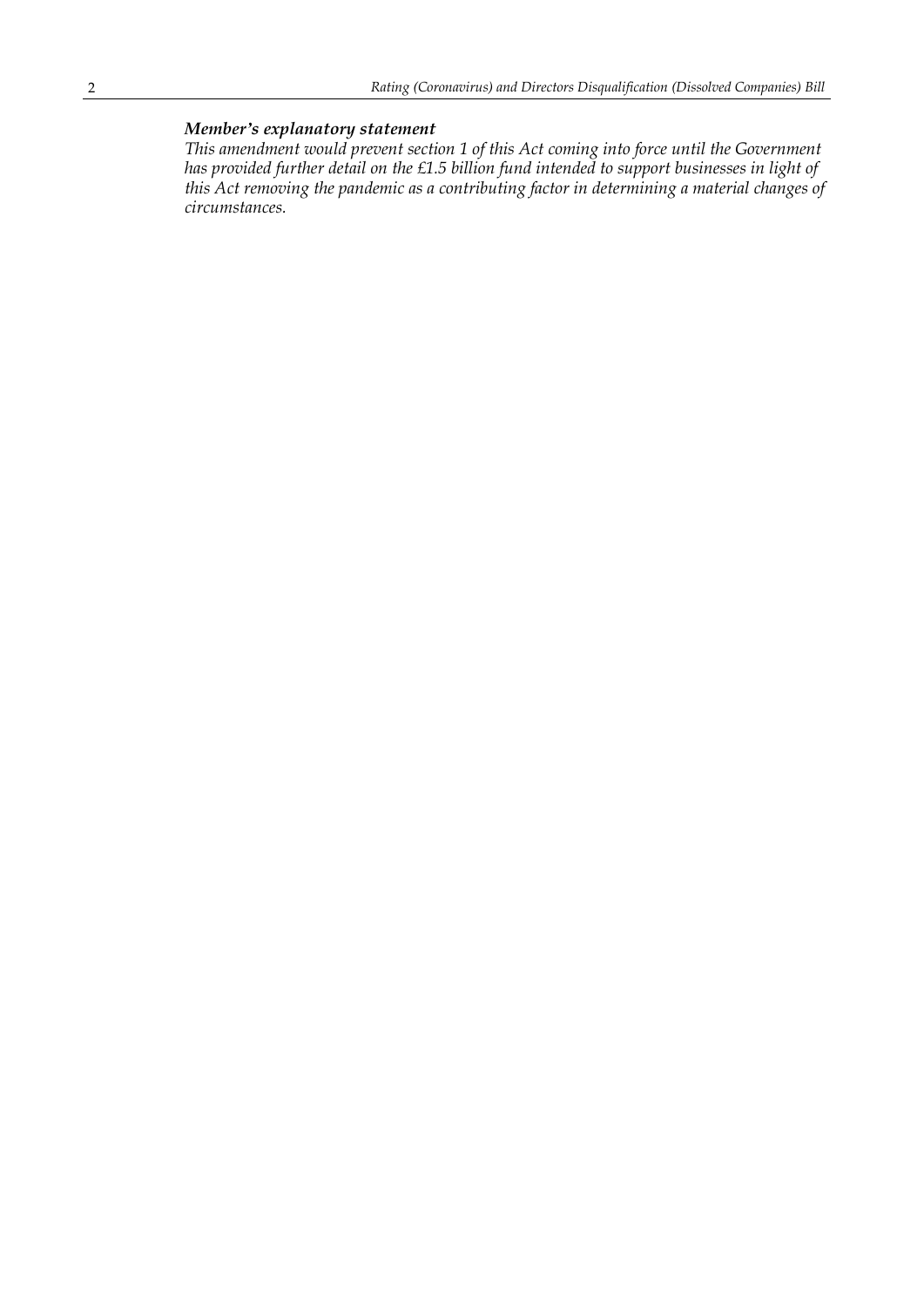***Member's explanatory statement***

*This amendment would prevent section 1 of this Act coming into force until the Government has provided further detail on the £1.5 billion fund intended to support businesses in light of this Act removing the pandemic as a contributing factor in determining a material changes of circumstances.*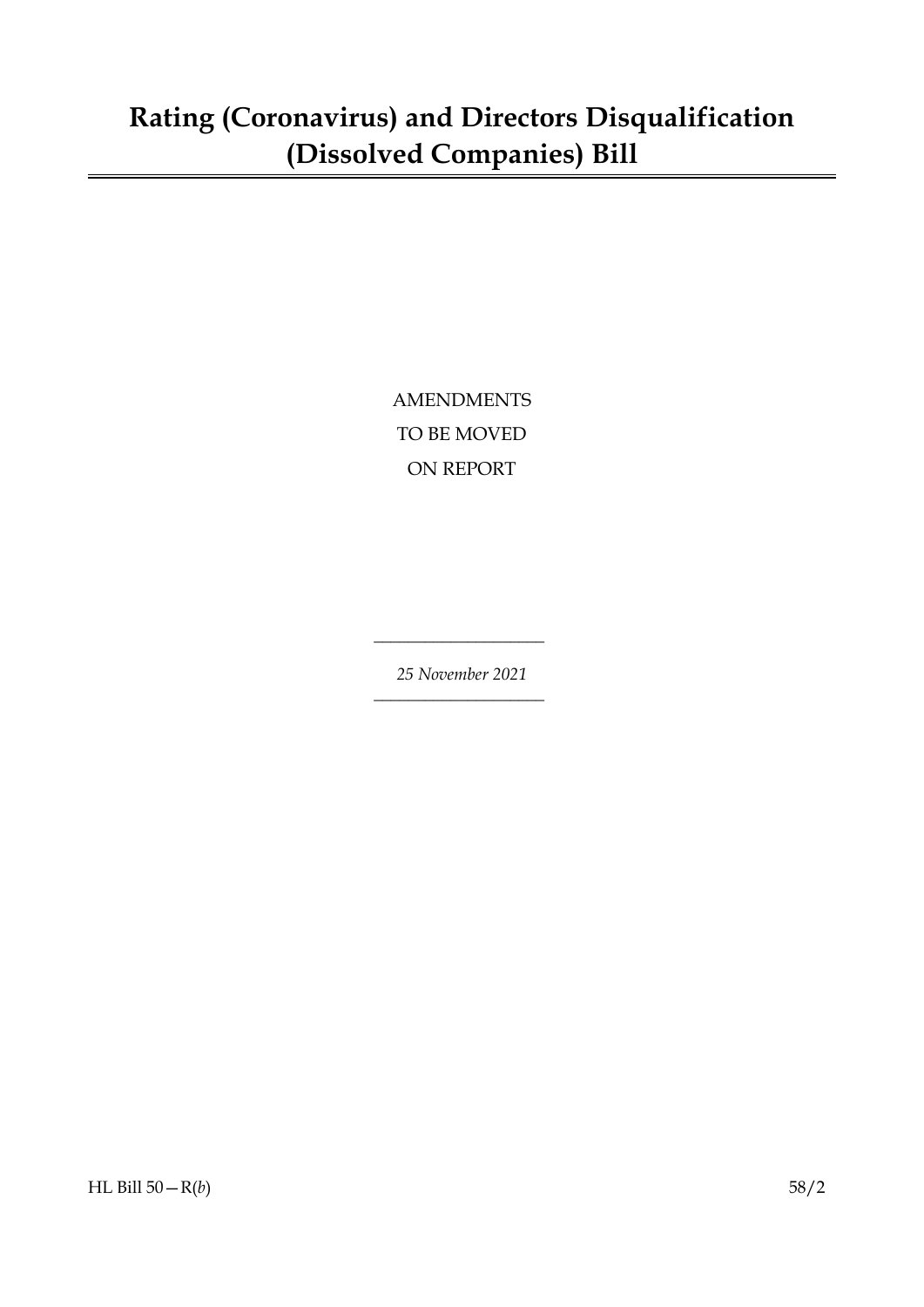# Rating (Coronavirus) and Directors Disqualification (Dissolved Companies) Bill

AMENDMENTS

TO BE MOVED

ON REPORT

---

*25 November 2021*

---

HL Bill 50—R(*b*)

58/2